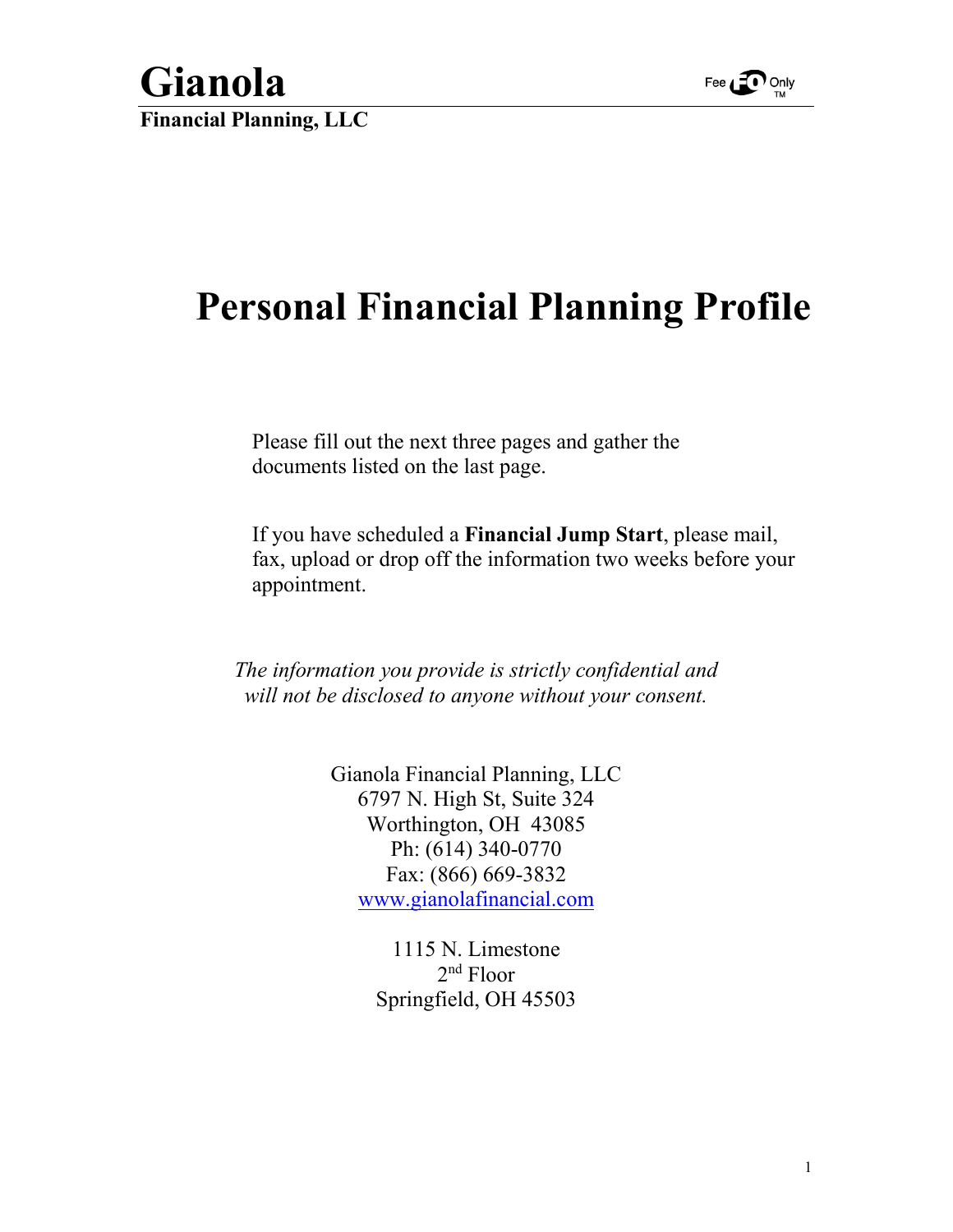# Gianola

**Financial Planning, LLC**

Fee FO Only TM

# Personal Financial Planning Profile

Please fill out the next three pages and gather the documents listed on the last page.

If you have scheduled a **Financial Jump Start**, please mail, fax, upload or drop off the information two weeks before your appointment.

*The information you provide is strictly confidential and will not be disclosed to anyone without your consent.*

Gianola Financial Planning, LLC
6797 N. High St, Suite 324
Worthington, OH 43085
Ph: (614) 340-0770
Fax: (866) 669-3832
www.gianolafinancial.com

1115 N. Limestone
2nd Floor
Springfield, OH 45503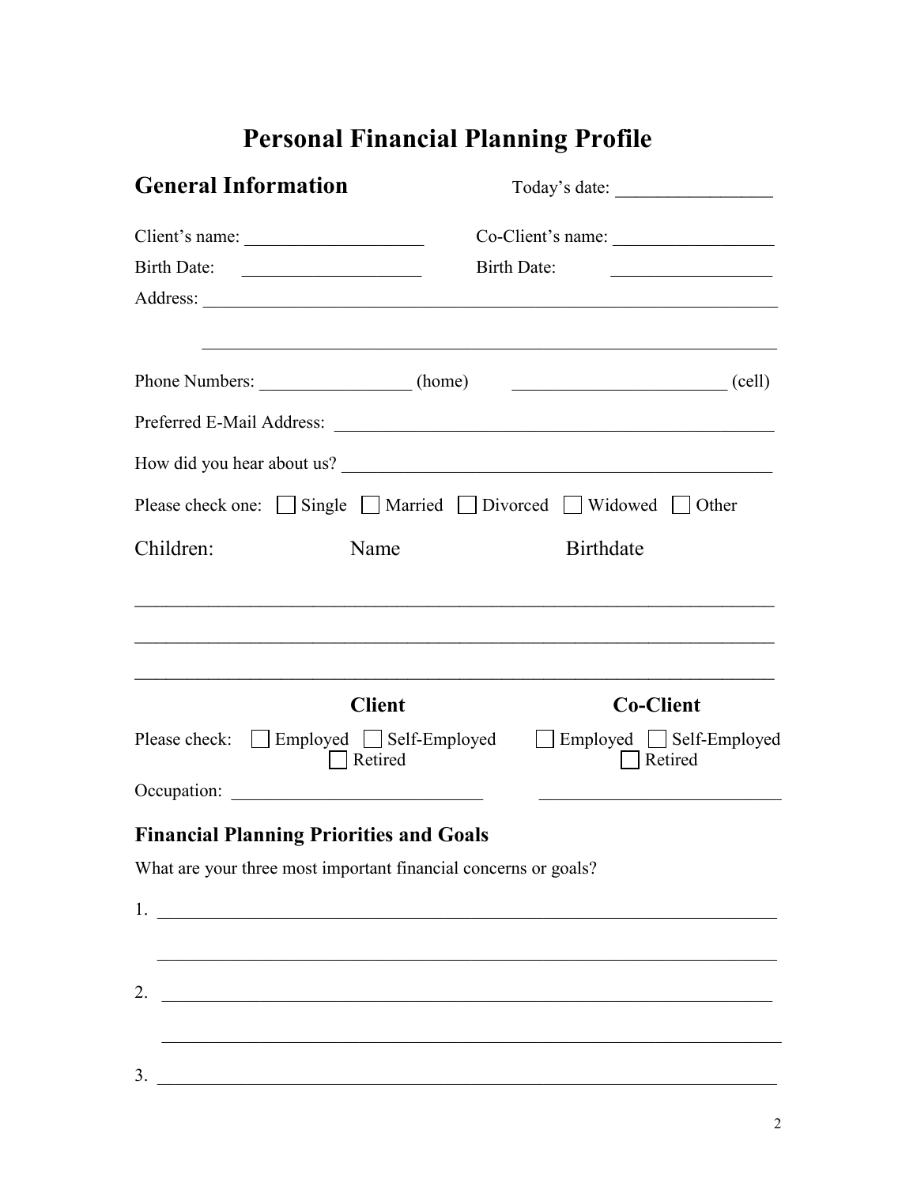# Personal Financial Planning Profile

## General Information

Today's date: _________________

Client's name: ____________________

Co-Client's name: __________________

Birth Date: ____________________

Birth Date: __________________

Address: ________________________________________________________________

________________________________________________________________

Phone Numbers: _________________ (home) _______________________ (cell)

Preferred E-Mail Address: ____________________________________________

How did you hear about us? ____________________________________________

Please check one: ☐ Single ☐ Married ☐ Divorced ☐ Widowed ☐ Other

| Children: | Name | Birthdate |
|---|---|---|
| | | |
| | | |
| | | |

| | Client | Co-Client |
|---|---|---|
| Please check: | ☐ Employed ☐ Self-Employed ☐ Retired | ☐ Employed ☐ Self-Employed ☐ Retired |
| Occupation: | ___________________________ | ___________________________ |

### Financial Planning Priorities and Goals

What are your three most important financial concerns or goals?

1. ________________________________________________________________

   ________________________________________________________________

2. ________________________________________________________________

   ________________________________________________________________

3. ________________________________________________________________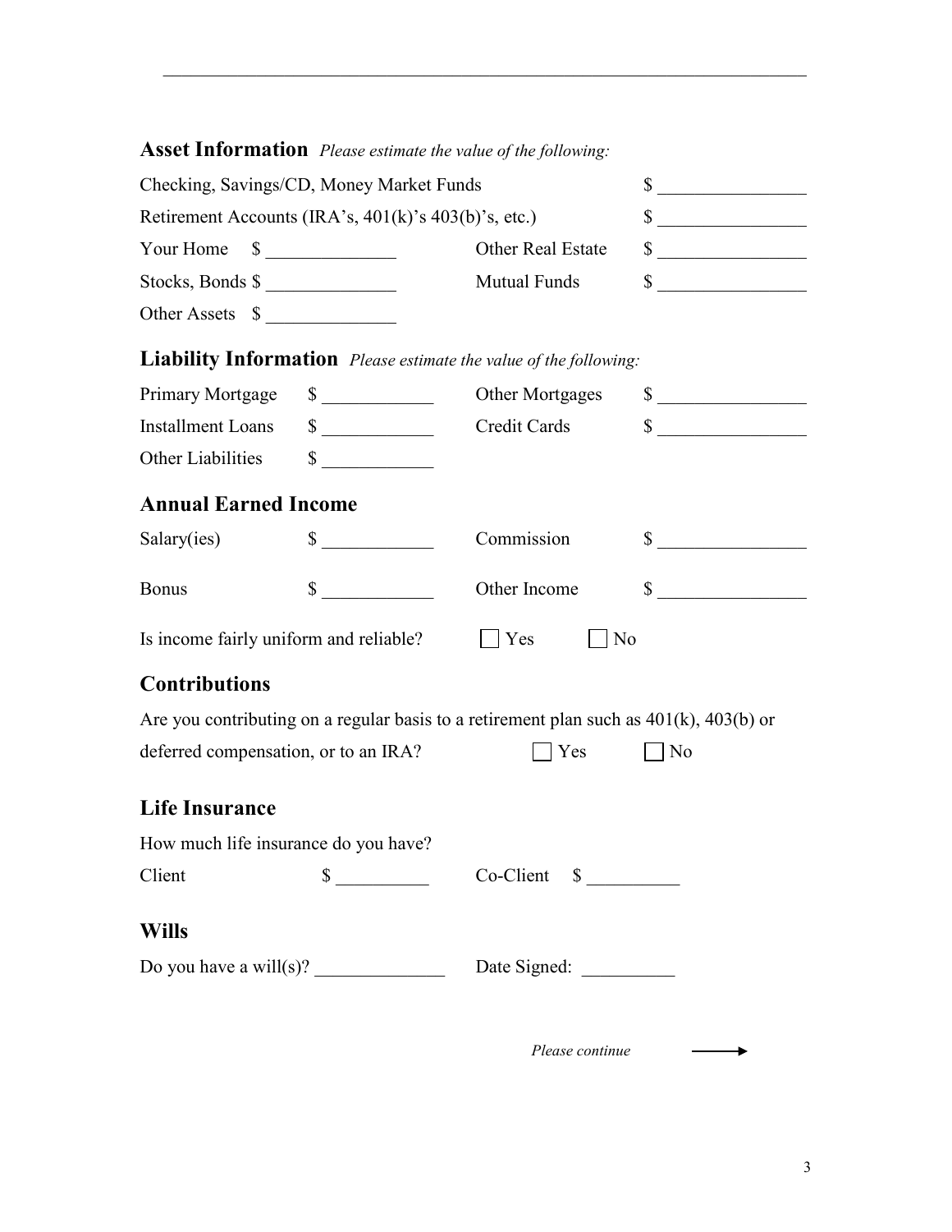## Asset Information *Please estimate the value of the following:*

Checking, Savings/CD, Money Market Funds $ ________________

Retirement Accounts (IRA's, 401(k)'s 403(b)'s, etc.) $ ________________

Your Home $ ______________ Other Real Estate $ ________________

Stocks, Bonds $ ______________ Mutual Funds $ ________________

Other Assets $ ______________

## Liability Information *Please estimate the value of the following:*

Primary Mortgage $ ____________ Other Mortgages $ ________________

Installment Loans $ ____________ Credit Cards $ ________________

Other Liabilities $ ____________

## Annual Earned Income

Salary(ies) $ ____________ Commission $ ________________

Bonus $ ____________ Other Income $ ________________

Is income fairly uniform and reliable? ☐ Yes ☐ No

## Contributions

Are you contributing on a regular basis to a retirement plan such as 401(k), 403(b) or deferred compensation, or to an IRA? ☐ Yes ☐ No

## Life Insurance

How much life insurance do you have?

Client $ __________ Co-Client $ __________

## Wills

Do you have a will(s)? ______________ Date Signed: __________

*Please continue* ⟶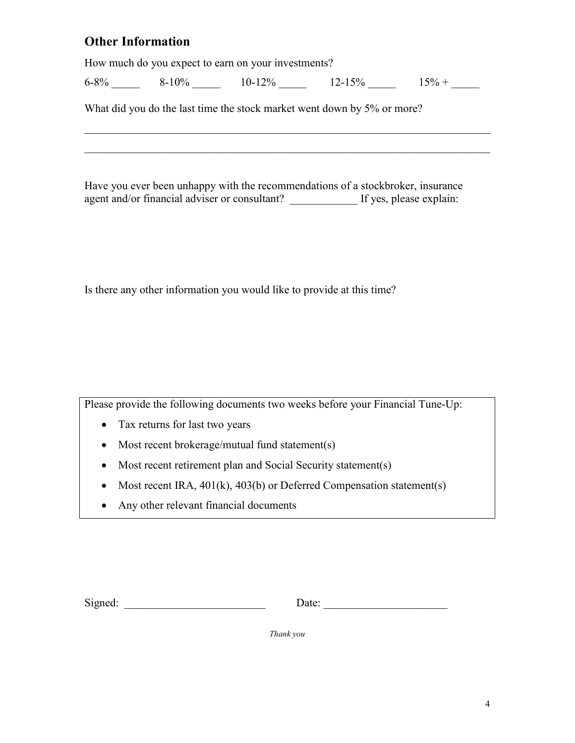## Other Information

How much do you expect to earn on your investments?

6-8% _____ 8-10% _____ 10-12% _____ 12-15% _____ 15% + _____

What did you do the last time the stock market went down by 5% or more?

_______________________________________________________________________________

_______________________________________________________________________________

Have you ever been unhappy with the recommendations of a stockbroker, insurance agent and/or financial adviser or consultant? ____________ If yes, please explain:

Is there any other information you would like to provide at this time?

Please provide the following documents two weeks before your Financial Tune-Up:

- Tax returns for last two years
- Most recent brokerage/mutual fund statement(s)
- Most recent retirement plan and Social Security statement(s)
- Most recent IRA, 401(k), 403(b) or Deferred Compensation statement(s)
- Any other relevant financial documents

Signed: _________________________ Date: ______________________

*Thank you*